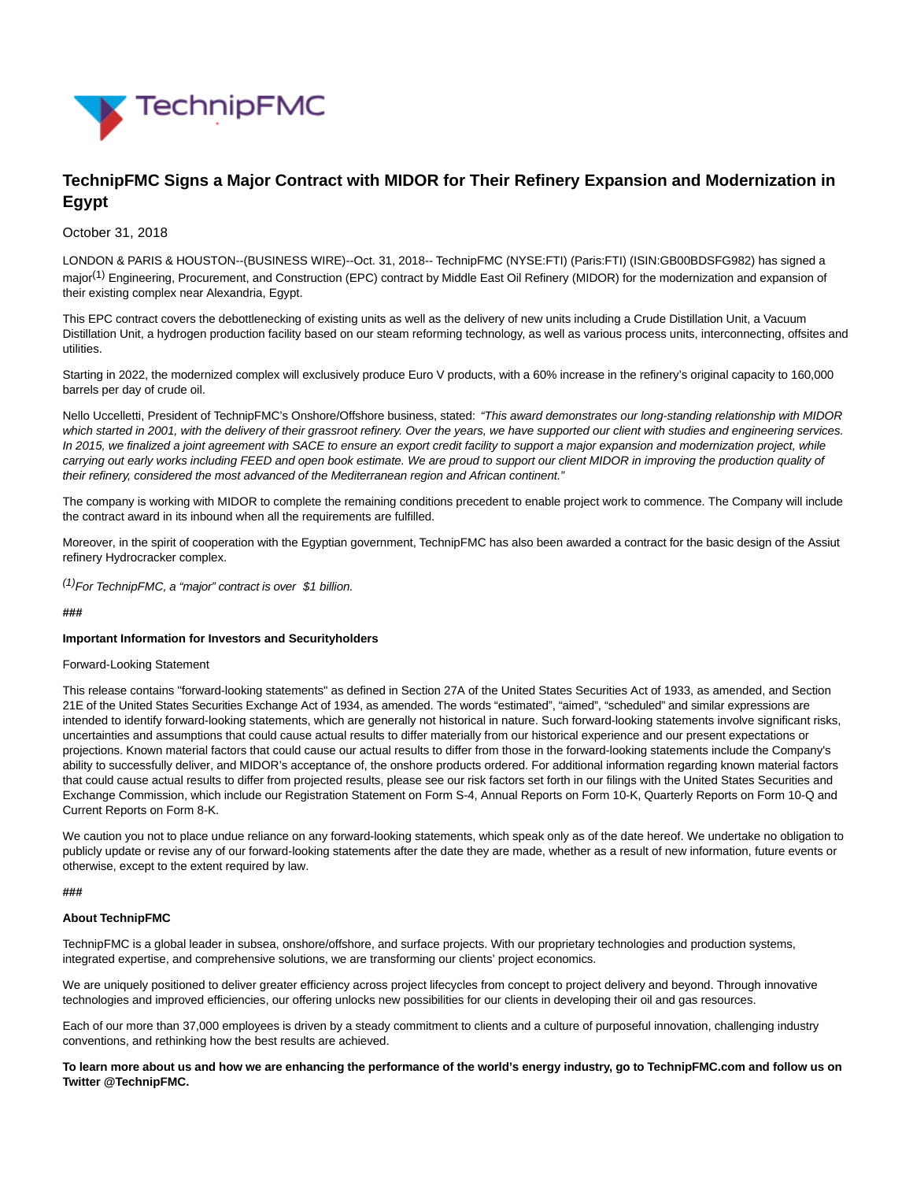# TechnipFMC Signs a Major Contract with MIDOR for Their Refinery Expansion and Modernization in Egypt

October 31, 2018

LONDON & PARIS & HOUSTON--(BUSINESS WIRE)--Oct. 31, 2018-- TechnipFMC (NYSE:FTI) (Paris:FTI) (ISIN:GB00BDSFG982) has signed a major[1] Engineering, Procurement, and Construction (EPC) contract by Middle East Oil Refinery (MIDOR) for the modernization and expansion of their existing complex near Alexandria, Egypt.

This EPC contract covers the debottlenecking of existing units as well as the delivery of new units including a Crude Distillation Unit, a Vacuum Distillation Unit, a hydrogen production facility based on our steam reforming technology, as well as various process units, interconnecting, offsites and utilities.

Starting in 2022, the modernized complex will exclusively produce Euro V products, with a 60% increase in the refinery's original capacity to 160,000 barrels per day of crude oil.

Nello Uccelletti, President of TechnipFMC's Onshore/Offshore business, stated: *"This award demonstrates our long-standing relationship with MIDOR which started in 2001, with the delivery of their grassroot refinery. Over the years, we have supported our client with studies and engineering services. In 2015, we finalized a joint agreement with SACE to ensure an export credit facility to support a major expansion and modernization project, while carrying out early works including FEED and open book estimate. We are proud to support our client MIDOR in improving the production quality of their refinery, considered the most advanced of the Mediterranean region and African continent."*

The company is working with MIDOR to complete the remaining conditions precedent to enable project work to commence. The Company will include the contract award in its inbound when all the requirements are fulfilled.

Moreover, in the spirit of cooperation with the Egyptian government, TechnipFMC has also been awarded a contract for the basic design of the Assiut refinery Hydrocracker complex.

*[1]For TechnipFMC, a "major" contract is over $1 billion.*

###

**Important Information for Investors and Securityholders**

Forward-Looking Statement

This release contains "forward-looking statements" as defined in Section 27A of the United States Securities Act of 1933, as amended, and Section 21E of the United States Securities Exchange Act of 1934, as amended. The words "estimated", "aimed", "scheduled" and similar expressions are intended to identify forward-looking statements, which are generally not historical in nature. Such forward-looking statements involve significant risks, uncertainties and assumptions that could cause actual results to differ materially from our historical experience and our present expectations or projections. Known material factors that could cause our actual results to differ from those in the forward-looking statements include the Company's ability to successfully deliver, and MIDOR's acceptance of, the onshore products ordered. For additional information regarding known material factors that could cause actual results to differ from projected results, please see our risk factors set forth in our filings with the United States Securities and Exchange Commission, which include our Registration Statement on Form S-4, Annual Reports on Form 10-K, Quarterly Reports on Form 10-Q and Current Reports on Form 8-K.

We caution you not to place undue reliance on any forward-looking statements, which speak only as of the date hereof. We undertake no obligation to publicly update or revise any of our forward-looking statements after the date they are made, whether as a result of new information, future events or otherwise, except to the extent required by law.

###

**About TechnipFMC**

TechnipFMC is a global leader in subsea, onshore/offshore, and surface projects. With our proprietary technologies and production systems, integrated expertise, and comprehensive solutions, we are transforming our clients' project economics.

We are uniquely positioned to deliver greater efficiency across project lifecycles from concept to project delivery and beyond. Through innovative technologies and improved efficiencies, our offering unlocks new possibilities for our clients in developing their oil and gas resources.

Each of our more than 37,000 employees is driven by a steady commitment to clients and a culture of purposeful innovation, challenging industry conventions, and rethinking how the best results are achieved.

**To learn more about us and how we are enhancing the performance of the world's energy industry, go to TechnipFMC.com and follow us on Twitter @TechnipFMC.**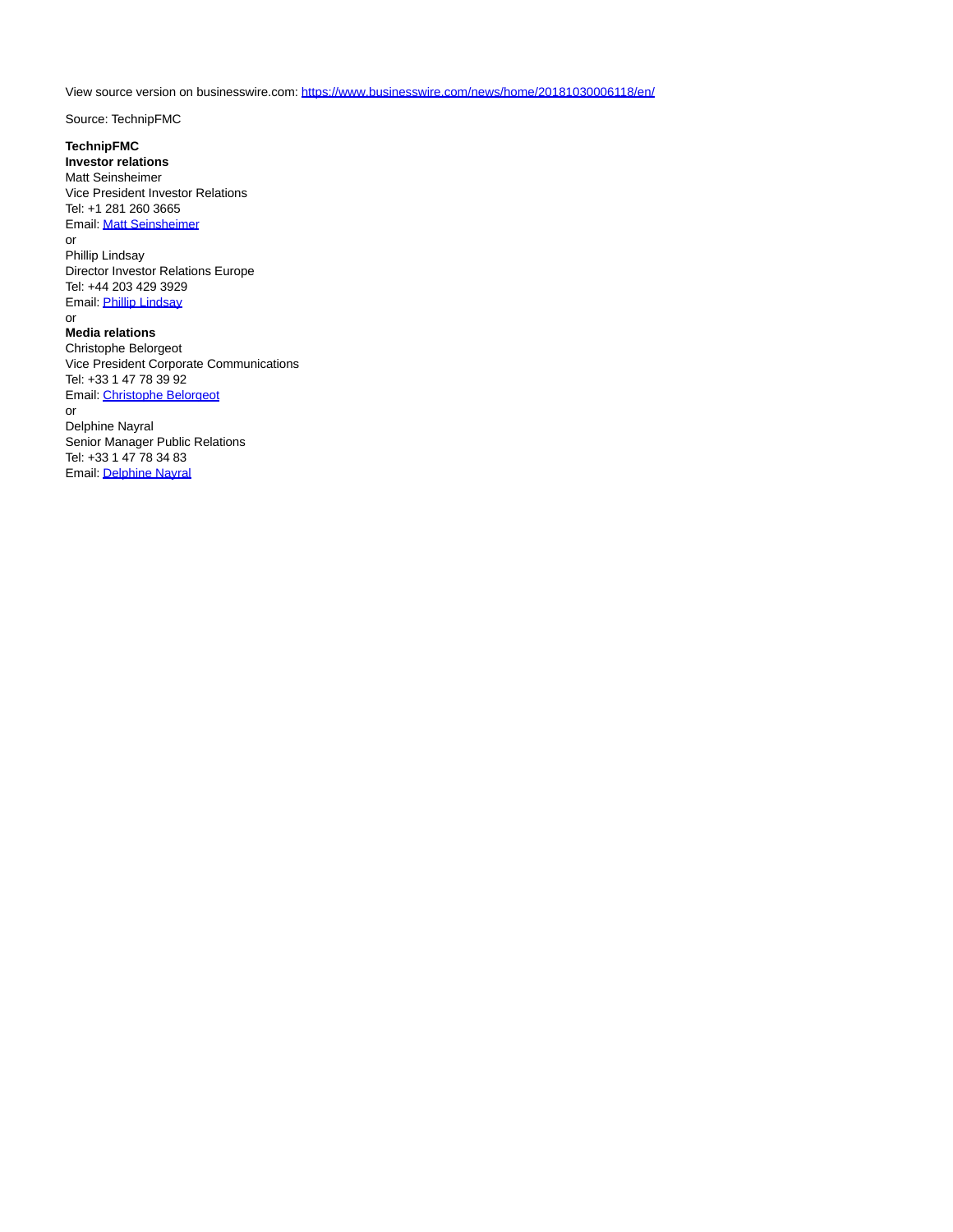View source version on businesswire.com: https://www.businesswire.com/news/home/20181030006118/en/

Source: TechnipFMC

**TechnipFMC**
**Investor relations**
Matt Seinsheimer
Vice President Investor Relations
Tel: +1 281 260 3665
Email: Matt Seinsheimer
or
Phillip Lindsay
Director Investor Relations Europe
Tel: +44 203 429 3929
Email: Phillip Lindsay
or
**Media relations**
Christophe Belorgeot
Vice President Corporate Communications
Tel: +33 1 47 78 39 92
Email: Christophe Belorgeot
or
Delphine Nayral
Senior Manager Public Relations
Tel: +33 1 47 78 34 83
Email: Delphine Nayral